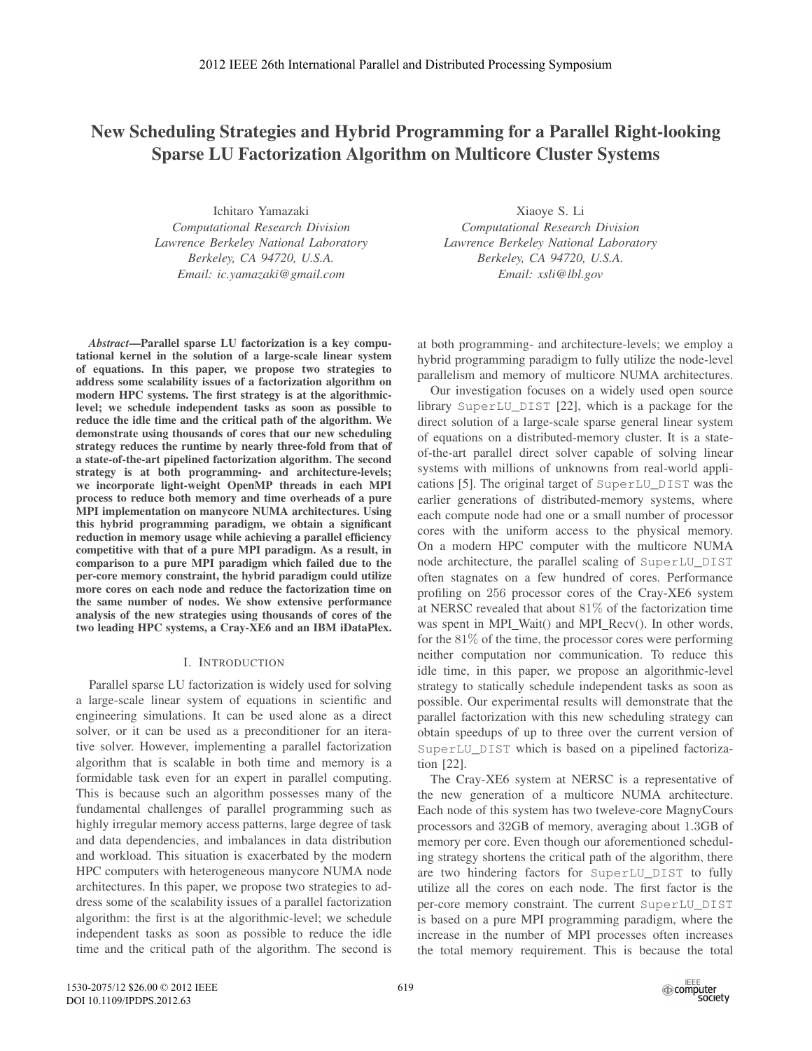# New Scheduling Strategies and Hybrid Programming for a Parallel Right-looking Sparse LU Factorization Algorithm on Multicore Cluster Systems

Ichitaro Yamazaki
*Computational Research Division*
*Lawrence Berkeley National Laboratory*
*Berkeley, CA 94720, U.S.A.*
*Email: ic.yamazaki@gmail.com*

Xiaoye S. Li
*Computational Research Division*
*Lawrence Berkeley National Laboratory*
*Berkeley, CA 94720, U.S.A.*
*Email: xsli@lbl.gov*

***Abstract*—Parallel sparse LU factorization is a key computational kernel in the solution of a large-scale linear system of equations. In this paper, we propose two strategies to address some scalability issues of a factorization algorithm on modern HPC systems. The first strategy is at the algorithmic-level; we schedule independent tasks as soon as possible to reduce the idle time and the critical path of the algorithm. We demonstrate using thousands of cores that our new scheduling strategy reduces the runtime by nearly three-fold from that of a state-of-the-art pipelined factorization algorithm. The second strategy is at both programming- and architecture-levels; we incorporate light-weight OpenMP threads in each MPI process to reduce both memory and time overheads of a pure MPI implementation on manycore NUMA architectures. Using this hybrid programming paradigm, we obtain a significant reduction in memory usage while achieving a parallel efficiency competitive with that of a pure MPI paradigm. As a result, in comparison to a pure MPI paradigm which failed due to the per-core memory constraint, the hybrid paradigm could utilize more cores on each node and reduce the factorization time on the same number of nodes. We show extensive performance analysis of the new strategies using thousands of cores of the two leading HPC systems, a Cray-XE6 and an IBM iDataPlex.**

## I. Introduction

Parallel sparse LU factorization is widely used for solving a large-scale linear system of equations in scientific and engineering simulations. It can be used alone as a direct solver, or it can be used as a preconditioner for an iterative solver. However, implementing a parallel factorization algorithm that is scalable in both time and memory is a formidable task even for an expert in parallel computing. This is because such an algorithm possesses many of the fundamental challenges of parallel programming such as highly irregular memory access patterns, large degree of task and data dependencies, and imbalances in data distribution and workload. This situation is exacerbated by the modern HPC computers with heterogeneous manycore NUMA node architectures. In this paper, we propose two strategies to address some of the scalability issues of a parallel factorization algorithm: the first is at the algorithmic-level; we schedule independent tasks as soon as possible to reduce the idle time and the critical path of the algorithm. The second is at both programming- and architecture-levels; we employ a hybrid programming paradigm to fully utilize the node-level parallelism and memory of multicore NUMA architectures.

Our investigation focuses on a widely used open source library `SuperLU_DIST` [22], which is a package for the direct solution of a large-scale sparse general linear system of equations on a distributed-memory cluster. It is a state-of-the-art parallel direct solver capable of solving linear systems with millions of unknowns from real-world applications [5]. The original target of `SuperLU_DIST` was the earlier generations of distributed-memory systems, where each compute node had one or a small number of processor cores with the uniform access to the physical memory. On a modern HPC computer with the multicore NUMA node architecture, the parallel scaling of `SuperLU_DIST` often stagnates on a few hundred of cores. Performance profiling on 256 processor cores of the Cray-XE6 system at NERSC revealed that about 81% of the factorization time was spent in MPI_Wait() and MPI_Recv(). In other words, for the 81% of the time, the processor cores were performing neither computation nor communication. To reduce this idle time, in this paper, we propose an algorithmic-level strategy to statically schedule independent tasks as soon as possible. Our experimental results will demonstrate that the parallel factorization with this new scheduling strategy can obtain speedups of up to three over the current version of `SuperLU_DIST` which is based on a pipelined factorization [22].

The Cray-XE6 system at NERSC is a representative of the new generation of a multicore NUMA architecture. Each node of this system has two tweleve-core MagnyCours processors and 32GB of memory, averaging about 1.3GB of memory per core. Even though our aforementioned scheduling strategy shortens the critical path of the algorithm, there are two hindering factors for `SuperLU_DIST` to fully utilize all the cores on each node. The first factor is the per-core memory constraint. The current `SuperLU_DIST` is based on a pure MPI programming paradigm, where the increase in the number of MPI processes often increases the total memory requirement. This is because the total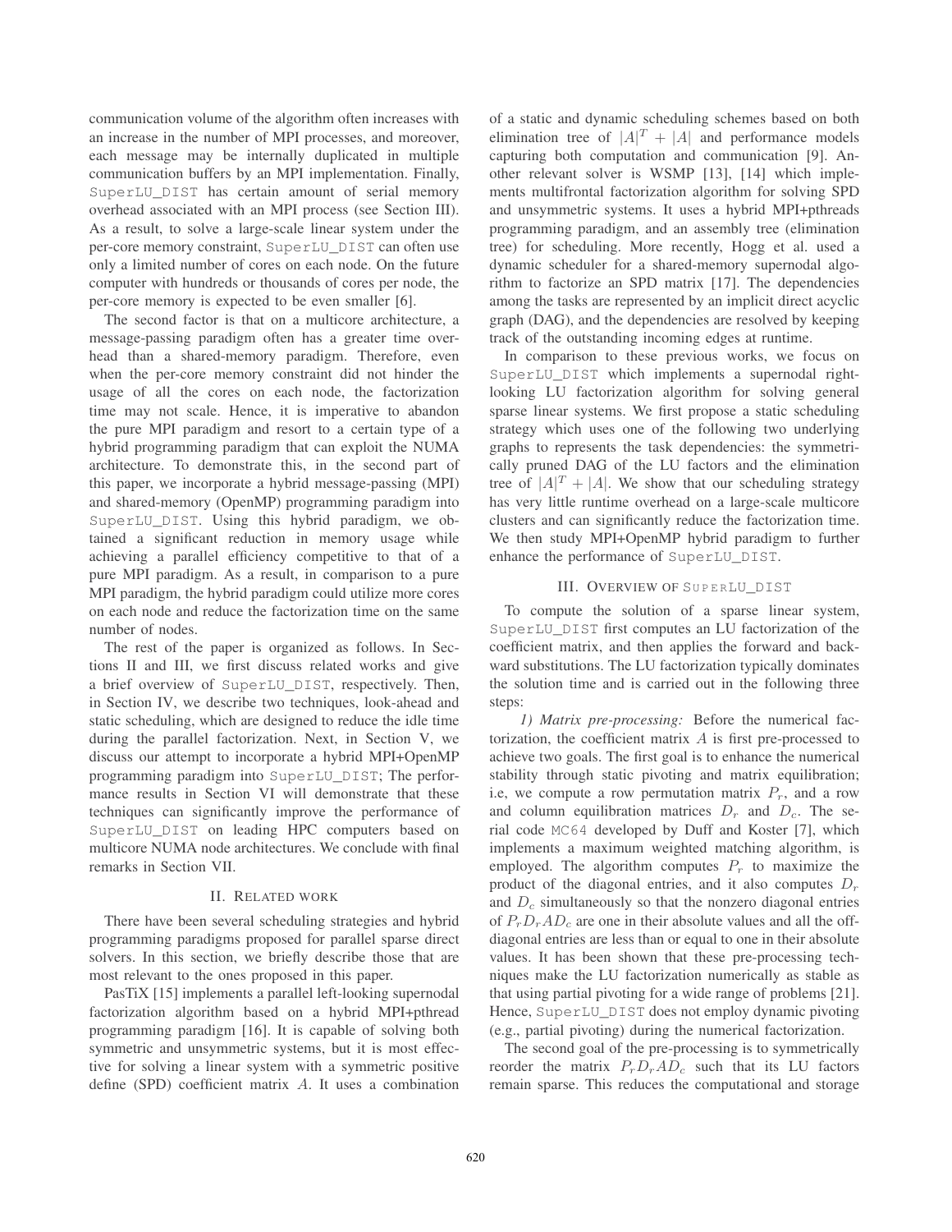communication volume of the algorithm often increases with an increase in the number of MPI processes, and moreover, each message may be internally duplicated in multiple communication buffers by an MPI implementation. Finally, SuperLU_DIST has certain amount of serial memory overhead associated with an MPI process (see Section III). As a result, to solve a large-scale linear system under the per-core memory constraint, SuperLU_DIST can often use only a limited number of cores on each node. On the future computer with hundreds or thousands of cores per node, the per-core memory is expected to be even smaller [6].

The second factor is that on a multicore architecture, a message-passing paradigm often has a greater time overhead than a shared-memory paradigm. Therefore, even when the per-core memory constraint did not hinder the usage of all the cores on each node, the factorization time may not scale. Hence, it is imperative to abandon the pure MPI paradigm and resort to a certain type of a hybrid programming paradigm that can exploit the NUMA architecture. To demonstrate this, in the second part of this paper, we incorporate a hybrid message-passing (MPI) and shared-memory (OpenMP) programming paradigm into SuperLU_DIST. Using this hybrid paradigm, we obtained a significant reduction in memory usage while achieving a parallel efficiency competitive to that of a pure MPI paradigm. As a result, in comparison to a pure MPI paradigm, the hybrid paradigm could utilize more cores on each node and reduce the factorization time on the same number of nodes.

The rest of the paper is organized as follows. In Sections II and III, we first discuss related works and give a brief overview of SuperLU_DIST, respectively. Then, in Section IV, we describe two techniques, look-ahead and static scheduling, which are designed to reduce the idle time during the parallel factorization. Next, in Section V, we discuss our attempt to incorporate a hybrid MPI+OpenMP programming paradigm into SuperLU_DIST; The performance results in Section VI will demonstrate that these techniques can significantly improve the performance of SuperLU_DIST on leading HPC computers based on multicore NUMA node architectures. We conclude with final remarks in Section VII.

## II. Related work

There have been several scheduling strategies and hybrid programming paradigms proposed for parallel sparse direct solvers. In this section, we briefly describe those that are most relevant to the ones proposed in this paper.

PasTiX [15] implements a parallel left-looking supernodal factorization algorithm based on a hybrid MPI+pthread programming paradigm [16]. It is capable of solving both symmetric and unsymmetric systems, but it is most effective for solving a linear system with a symmetric positive define (SPD) coefficient matrix $A$. It uses a combination of a static and dynamic scheduling schemes based on both elimination tree of $|A|^T + |A|$ and performance models capturing both computation and communication [9]. Another relevant solver is WSMP [13], [14] which implements multifrontal factorization algorithm for solving SPD and unsymmetric systems. It uses a hybrid MPI+pthreads programming paradigm, and an assembly tree (elimination tree) for scheduling. More recently, Hogg et al. used a dynamic scheduler for a shared-memory supernodal algorithm to factorize an SPD matrix [17]. The dependencies among the tasks are represented by an implicit direct acyclic graph (DAG), and the dependencies are resolved by keeping track of the outstanding incoming edges at runtime.

In comparison to these previous works, we focus on SuperLU_DIST which implements a supernodal right-looking LU factorization algorithm for solving general sparse linear systems. We first propose a static scheduling strategy which uses one of the following two underlying graphs to represents the task dependencies: the symmetrically pruned DAG of the LU factors and the elimination tree of $|A|^T + |A|$. We show that our scheduling strategy has very little runtime overhead on a large-scale multicore clusters and can significantly reduce the factorization time. We then study MPI+OpenMP hybrid paradigm to further enhance the performance of SuperLU_DIST.

## III. Overview of SuperLU_DIST

To compute the solution of a sparse linear system, SuperLU_DIST first computes an LU factorization of the coefficient matrix, and then applies the forward and backward substitutions. The LU factorization typically dominates the solution time and is carried out in the following three steps:

*1) Matrix pre-processing:* Before the numerical factorization, the coefficient matrix $A$ is first pre-processed to achieve two goals. The first goal is to enhance the numerical stability through static pivoting and matrix equilibration; i.e, we compute a row permutation matrix $P_r$, and a row and column equilibration matrices $D_r$ and $D_c$. The serial code MC64 developed by Duff and Koster [7], which implements a maximum weighted matching algorithm, is employed. The algorithm computes $P_r$ to maximize the product of the diagonal entries, and it also computes $D_r$ and $D_c$ simultaneously so that the nonzero diagonal entries of $P_r D_r A D_c$ are one in their absolute values and all the off-diagonal entries are less than or equal to one in their absolute values. It has been shown that these pre-processing techniques make the LU factorization numerically as stable as that using partial pivoting for a wide range of problems [21]. Hence, SuperLU_DIST does not employ dynamic pivoting (e.g., partial pivoting) during the numerical factorization.

The second goal of the pre-processing is to symmetrically reorder the matrix $P_r D_r A D_c$ such that its LU factors remain sparse. This reduces the computational and storage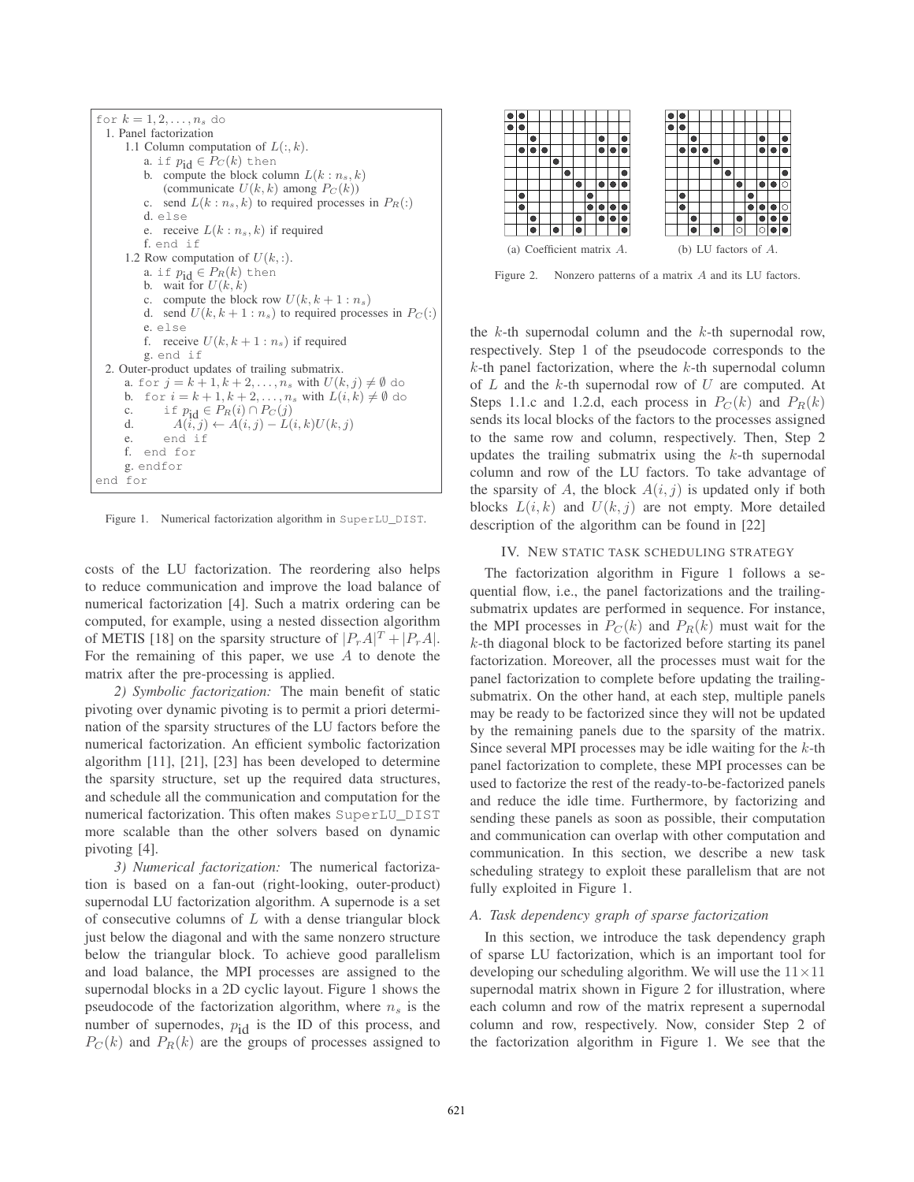```
for k = 1, 2, ..., n_s do
  1. Panel factorization
     1.1 Column computation of L(:, k).
        a. if p_id ∈ P_C(k) then
        b.   compute the block column L(k : n_s, k)
             (communicate U(k, k) among P_C(k))
        c.   send L(k : n_s, k) to required processes in P_R(:)
        d. else
        e.   receive L(k : n_s, k) if required
        f. end if
     1.2 Row computation of U(k, :).
        a. if p_id ∈ P_R(k) then
        b.   wait for U(k, k)
        c.   compute the block row U(k, k+1 : n_s)
        d.   send U(k, k+1 : n_s) to required processes in P_C(:)
        e. else
        f.   receive U(k, k+1 : n_s) if required
        g. end if
  2. Outer-product updates of trailing submatrix.
     a. for j = k+1, k+2, ..., n_s with U(k, j) ≠ ∅ do
     b.   for i = k+1, k+2, ..., n_s with L(i, k) ≠ ∅ do
     c.     if p_id ∈ P_R(i) ∩ P_C(j)
     d.       A(i, j) ← A(i, j) − L(i, k)U(k, j)
     e.     end if
     f.   end for
     g. endfor
end for
```

Figure 1. Numerical factorization algorithm in SuperLU_DIST.

(a) Coefficient matrix $A$. (b) LU factors of $A$.

Figure 2. Nonzero patterns of a matrix $A$ and its LU factors.

costs of the LU factorization. The reordering also helps to reduce communication and improve the load balance of numerical factorization [4]. Such a matrix ordering can be computed, for example, using a nested dissection algorithm of METIS [18] on the sparsity structure of $|P_rA|^T + |P_rA|$. For the remaining of this paper, we use $A$ to denote the matrix after the pre-processing is applied.

*2) Symbolic factorization:* The main benefit of static pivoting over dynamic pivoting is to permit a priori determination of the sparsity structures of the LU factors before the numerical factorization. An efficient symbolic factorization algorithm [11], [21], [23] has been developed to determine the sparsity structure, set up the required data structures, and schedule all the communication and computation for the numerical factorization. This often makes SuperLU_DIST more scalable than the other solvers based on dynamic pivoting [4].

*3) Numerical factorization:* The numerical factorization is based on a fan-out (right-looking, outer-product) supernodal LU factorization algorithm. A supernode is a set of consecutive columns of $L$ with a dense triangular block just below the diagonal and with the same nonzero structure below the triangular block. To achieve good parallelism and load balance, the MPI processes are assigned to the supernodal blocks in a 2D cyclic layout. Figure 1 shows the pseudocode of the factorization algorithm, where $n_s$ is the number of supernodes, $p_{\text{id}}$ is the ID of this process, and $P_C(k)$ and $P_R(k)$ are the groups of processes assigned to the $k$-th supernodal column and the $k$-th supernodal row, respectively. Step 1 of the pseudocode corresponds to the $k$-th panel factorization, where the $k$-th supernodal column of $L$ and the $k$-th supernodal row of $U$ are computed. At Steps 1.1.c and 1.2.d, each process in $P_C(k)$ and $P_R(k)$ sends its local blocks of the factors to the processes assigned to the same row and column, respectively. Then, Step 2 updates the trailing submatrix using the $k$-th supernodal column and row of the LU factors. To take advantage of the sparsity of $A$, the block $A(i, j)$ is updated only if both blocks $L(i, k)$ and $U(k, j)$ are not empty. More detailed description of the algorithm can be found in [22]

## IV. New static task scheduling strategy

The factorization algorithm in Figure 1 follows a sequential flow, i.e., the panel factorizations and the trailing-submatrix updates are performed in sequence. For instance, the MPI processes in $P_C(k)$ and $P_R(k)$ must wait for the $k$-th diagonal block to be factorized before starting its panel factorization. Moreover, all the processes must wait for the panel factorization to complete before updating the trailing-submatrix. On the other hand, at each step, multiple panels may be ready to be factorized since they will not be updated by the remaining panels due to the sparsity of the matrix. Since several MPI processes may be idle waiting for the $k$-th panel factorization to complete, these MPI processes can be used to factorize the rest of the ready-to-be-factorized panels and reduce the idle time. Furthermore, by factorizing and sending these panels as soon as possible, their computation and communication can overlap with other computation and communication. In this section, we describe a new task scheduling strategy to exploit these parallelism that are not fully exploited in Figure 1.

### A. Task dependency graph of sparse factorization

In this section, we introduce the task dependency graph of sparse LU factorization, which is an important tool for developing our scheduling algorithm. We will use the $11 \times 11$ supernodal matrix shown in Figure 2 for illustration, where each column and row of the matrix represent a supernodal column and row, respectively. Now, consider Step 2 of the factorization algorithm in Figure 1. We see that the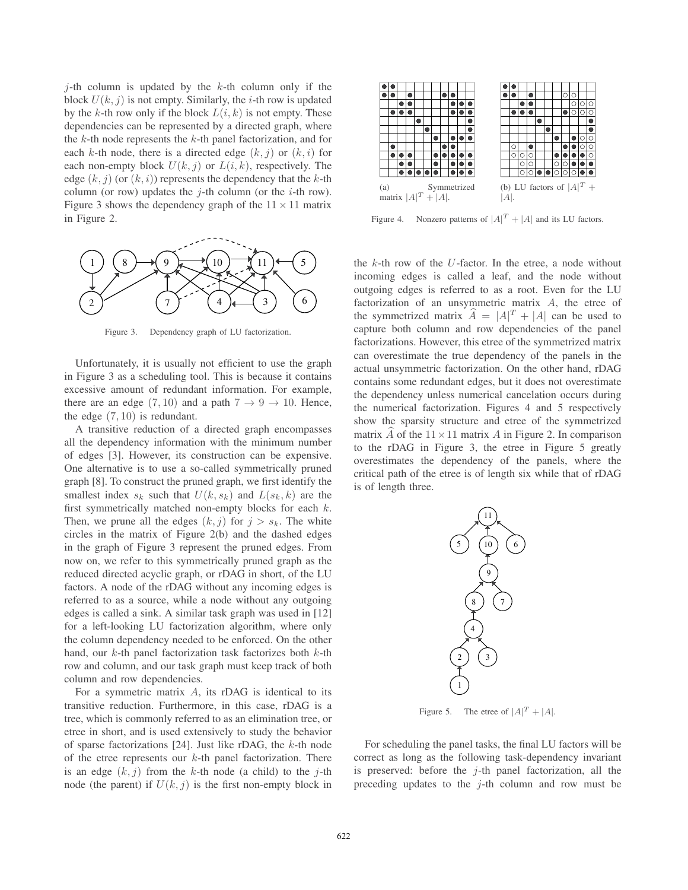$j$-th column is updated by the $k$-th column only if the block $U(k, j)$ is not empty. Similarly, the $i$-th row is updated by the $k$-th row only if the block $L(i, k)$ is not empty. These dependencies can be represented by a directed graph, where the $k$-th node represents the $k$-th panel factorization, and for each $k$-th node, there is a directed edge $(k, j)$ or $(k, i)$ for each non-empty block $U(k, j)$ or $L(i, k)$, respectively. The edge $(k, j)$ (or $(k, i)$) represents the dependency that the $k$-th column (or row) updates the $j$-th column (or the $i$-th row). Figure 3 shows the dependency graph of the $11 \times 11$ matrix in Figure 2.

Figure 3. Dependency graph of LU factorization.

Unfortunately, it is usually not efficient to use the graph in Figure 3 as a scheduling tool. This is because it contains excessive amount of redundant information. For example, there are an edge $(7, 10)$ and a path $7 \rightarrow 9 \rightarrow 10$. Hence, the edge $(7, 10)$ is redundant.

A transitive reduction of a directed graph encompasses all the dependency information with the minimum number of edges [3]. However, its construction can be expensive. One alternative is to use a so-called symmetrically pruned graph [8]. To construct the pruned graph, we first identify the smallest index $s_k$ such that $U(k, s_k)$ and $L(s_k, k)$ are the first symmetrically matched non-empty blocks for each $k$. Then, we prune all the edges $(k, j)$ for $j > s_k$. The white circles in the matrix of Figure 2(b) and the dashed edges in the graph of Figure 3 represent the pruned edges. From now on, we refer to this symmetrically pruned graph as the reduced directed acyclic graph, or rDAG in short, of the LU factors. A node of the rDAG without any incoming edges is referred to as a source, while a node without any outgoing edges is called a sink. A similar task graph was used in [12] for a left-looking LU factorization algorithm, where only the column dependency needed to be enforced. On the other hand, our $k$-th panel factorization task factorizes both $k$-th row and column, and our task graph must keep track of both column and row dependencies.

For a symmetric matrix $A$, its rDAG is identical to its transitive reduction. Furthermore, in this case, rDAG is a tree, which is commonly referred to as an elimination tree, or etree in short, and is used extensively to study the behavior of sparse factorizations [24]. Just like rDAG, the $k$-th node of the etree represents our $k$-th panel factorization. There is an edge $(k, j)$ from the $k$-th node (a child) to the $j$-th node (the parent) if $U(k, j)$ is the first non-empty block in the $k$-th row of the $U$-factor. In the etree, a node without incoming edges is called a leaf, and the node without outgoing edges is referred to as a root. Even for the LU factorization of an unsymmetric matrix $A$, the etree of the symmetrized matrix $\widehat{A} = |A|^T + |A|$ can be used to capture both column and row dependencies of the panel factorizations. However, this etree of the symmetrized matrix can overestimate the true dependency of the panels in the actual unsymmetric factorization. On the other hand, rDAG contains some redundant edges, but it does not overestimate the dependency unless numerical cancelation occurs during the numerical factorization. Figures 4 and 5 respectively show the sparsity structure and etree of the symmetrized matrix $\widehat{A}$ of the $11 \times 11$ matrix $A$ in Figure 2. In comparison to the rDAG in Figure 3, the etree in Figure 5 greatly overestimates the dependency of the panels, where the critical path of the etree is of length six while that of rDAG is of length three.

(a) Symmetrized matrix $|A|^T + |A|$.

(b) LU factors of $|A|^T + |A|$.

Figure 4. Nonzero patterns of $|A|^T + |A|$ and its LU factors.

Figure 5. The etree of $|A|^T + |A|$.

For scheduling the panel tasks, the final LU factors will be correct as long as the following task-dependency invariant is preserved: before the $j$-th panel factorization, all the preceding updates to the $j$-th column and row must be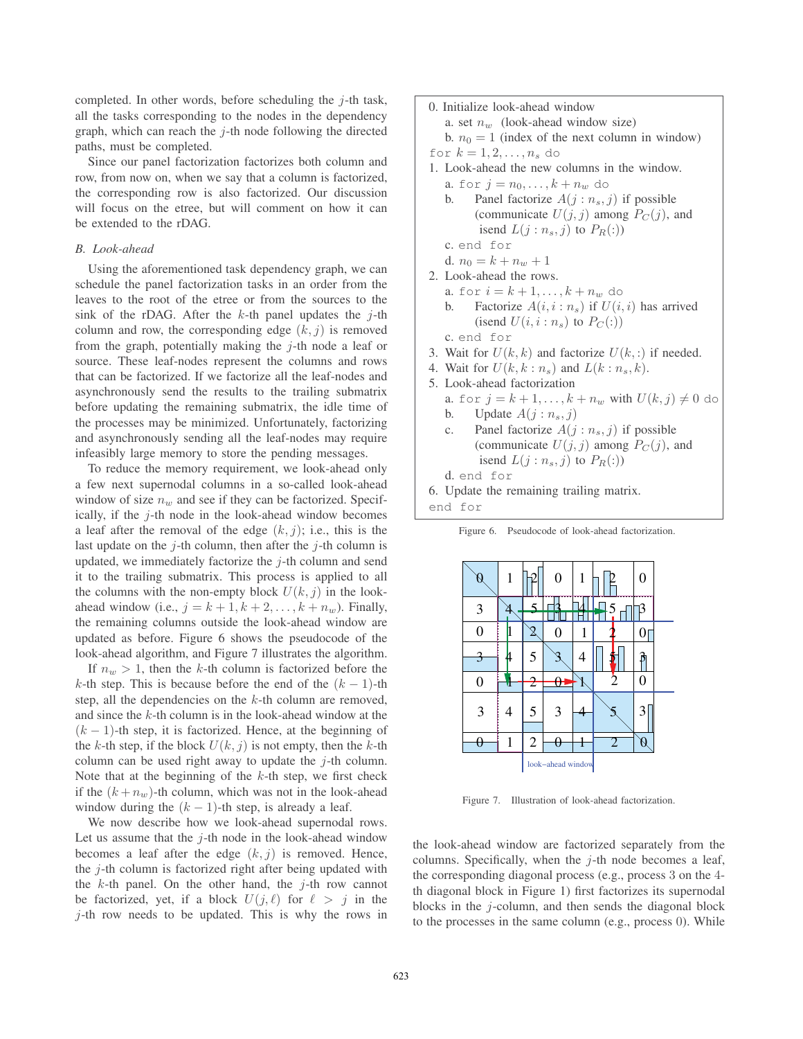completed. In other words, before scheduling the $j$-th task, all the tasks corresponding to the nodes in the dependency graph, which can reach the $j$-th node following the directed paths, must be completed.

Since our panel factorization factorizes both column and row, from now on, when we say that a column is factorized, the corresponding row is also factorized. Our discussion will focus on the etree, but will comment on how it can be extended to the rDAG.

### B. Look-ahead

Using the aforementioned task dependency graph, we can schedule the panel factorization tasks in an order from the leaves to the root of the etree or from the sources to the sink of the rDAG. After the $k$-th panel updates the $j$-th column and row, the corresponding edge $(k, j)$ is removed from the graph, potentially making the $j$-th node a leaf or source. These leaf-nodes represent the columns and rows that can be factorized. If we factorize all the leaf-nodes and asynchronously send the results to the trailing submatrix before updating the remaining submatrix, the idle time of the processes may be minimized. Unfortunately, factorizing and asynchronously sending all the leaf-nodes may require infeasibly large memory to store the pending messages.

To reduce the memory requirement, we look-ahead only a few next supernodal columns in a so-called look-ahead window of size $n_w$ and see if they can be factorized. Specifically, if the $j$-th node in the look-ahead window becomes a leaf after the removal of the edge $(k, j)$; i.e., this is the last update on the $j$-th column, then after the $j$-th column is updated, we immediately factorize the $j$-th column and send it to the trailing submatrix. This process is applied to all the columns with the non-empty block $U(k, j)$ in the look-ahead window (i.e., $j = k+1, k+2, \ldots, k+n_w$). Finally, the remaining columns outside the look-ahead window are updated as before. Figure 6 shows the pseudocode of the look-ahead algorithm, and Figure 7 illustrates the algorithm.

If $n_w > 1$, then the $k$-th column is factorized before the $k$-th step. This is because before the end of the $(k-1)$-th step, all the dependencies on the $k$-th column are removed, and since the $k$-th column is in the look-ahead window at the $(k-1)$-th step, it is factorized. Hence, at the beginning of the $k$-th step, if the block $U(k, j)$ is not empty, then the $k$-th column can be used right away to update the $j$-th column. Note that at the beginning of the $k$-th step, we first check if the $(k+n_w)$-th column, which was not in the look-ahead window during the $(k-1)$-th step, is already a leaf.

We now describe how we look-ahead supernodal rows. Let us assume that the $j$-th node in the look-ahead window becomes a leaf after the edge $(k, j)$ is removed. Hence, the $j$-th column is factorized right after being updated with the $k$-th panel. On the other hand, the $j$-th row cannot be factorized, yet, if a block $U(j, \ell)$ for $\ell > j$ in the $j$-th row needs to be updated. This is why the rows in the look-ahead window are factorized separately from the columns. Specifically, when the $j$-th node becomes a leaf, the corresponding diagonal process (e.g., process 3 on the 4-th diagonal block in Figure 1) first factorizes its supernodal blocks in the $j$-column, and then sends the diagonal block to the processes in the same column (e.g., process 0). While

0. Initialize look-ahead window
   - a. set $n_w$ (look-ahead window size)
   - b. $n_0 = 1$ (index of the next column in window)

`for` $k = 1, 2, \ldots, n_s$ `do`

1. Look-ahead the new columns in the window.
   - a. `for` $j = n_0, \ldots, k + n_w$ `do`
   - b. Panel factorize $A(j : n_s, j)$ if possible (communicate $U(j, j)$ among $P_C(j)$, and isend $L(j : n_s, j)$ to $P_R(:)$)
   - c. `end for`
   - d. $n_0 = k + n_w + 1$
2. Look-ahead the rows.
   - a. `for` $i = k+1, \ldots, k+n_w$ `do`
   - b. Factorize $A(i, i : n_s)$ if $U(i, i)$ has arrived (isend $U(i, i : n_s)$ to $P_C(:)$)
   - c. `end for`
3. Wait for $U(k, k)$ and factorize $U(k, :)$ if needed.
4. Wait for $U(k, k : n_s)$ and $L(k : n_s, k)$.
5. Look-ahead factorization
   - a. `for` $j = k+1, \ldots, k+n_w$ with $U(k, j) \neq 0$ `do`
   - b. Update $A(j : n_s, j)$
   - c. Panel factorize $A(j : n_s, j)$ if possible (communicate $U(j, j)$ among $P_C(j)$, and isend $L(j : n_s, j)$ to $P_R(:)$)
   - d. `end for`
6. Update the remaining trailing matrix.

`end for`

Figure 6. Pseudocode of look-ahead factorization.

Figure 7. Illustration of look-ahead factorization.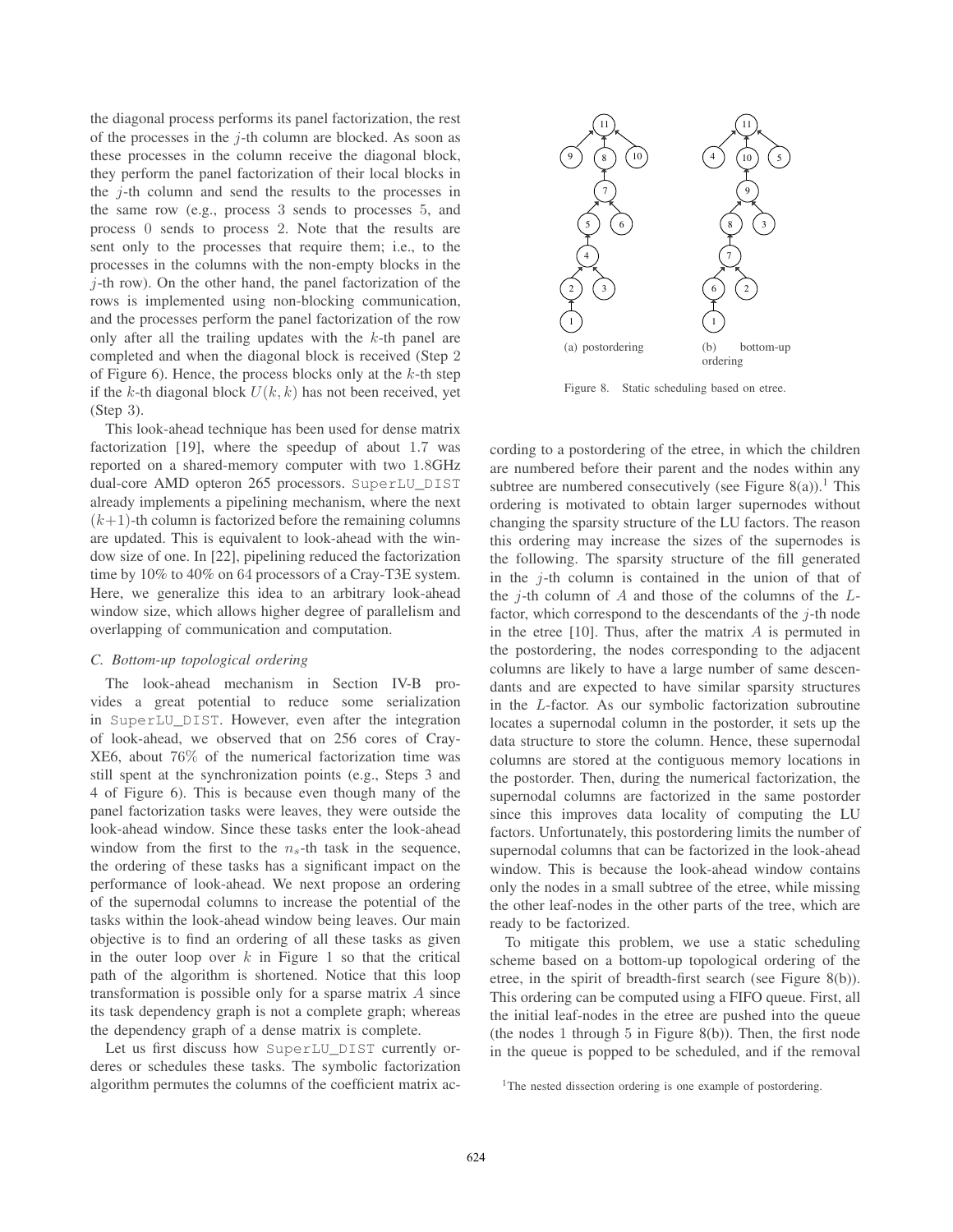the diagonal process performs its panel factorization, the rest of the processes in the $j$-th column are blocked. As soon as these processes in the column receive the diagonal block, they perform the panel factorization of their local blocks in the $j$-th column and send the results to the processes in the same row (e.g., process 3 sends to processes 5, and process 0 sends to process 2. Note that the results are sent only to the processes that require them; i.e., to the processes in the columns with the non-empty blocks in the $j$-th row). On the other hand, the panel factorization of the rows is implemented using non-blocking communication, and the processes perform the panel factorization of the row only after all the trailing updates with the $k$-th panel are completed and when the diagonal block is received (Step 2 of Figure 6). Hence, the process blocks only at the $k$-th step if the $k$-th diagonal block $U(k, k)$ has not been received, yet (Step 3).

This look-ahead technique has been used for dense matrix factorization [19], where the speedup of about 1.7 was reported on a shared-memory computer with two 1.8GHz dual-core AMD opteron 265 processors. SuperLU_DIST already implements a pipelining mechanism, where the next $(k+1)$-th column is factorized before the remaining columns are updated. This is equivalent to look-ahead with the window size of one. In [22], pipelining reduced the factorization time by 10% to 40% on 64 processors of a Cray-T3E system. Here, we generalize this idea to an arbitrary look-ahead window size, which allows higher degree of parallelism and overlapping of communication and computation.

### C. Bottom-up topological ordering

The look-ahead mechanism in Section IV-B provides a great potential to reduce some serialization in SuperLU_DIST. However, even after the integration of look-ahead, we observed that on 256 cores of Cray-XE6, about 76% of the numerical factorization time was still spent at the synchronization points (e.g., Steps 3 and 4 of Figure 6). This is because even though many of the panel factorization tasks were leaves, they were outside the look-ahead window. Since these tasks enter the look-ahead window from the first to the $n_s$-th task in the sequence, the ordering of these tasks has a significant impact on the performance of look-ahead. We next propose an ordering of the supernodal columns to increase the potential of the tasks within the look-ahead window being leaves. Our main objective is to find an ordering of all these tasks as given in the outer loop over $k$ in Figure 1 so that the critical path of the algorithm is shortened. Notice that this loop transformation is possible only for a sparse matrix $A$ since its task dependency graph is not a complete graph; whereas the dependency graph of a dense matrix is complete.

Let us first discuss how SuperLU_DIST currently orderes or schedules these tasks. The symbolic factorization algorithm permutes the columns of the coefficient matrix according to a postordering of the etree, in which the children are numbered before their parent and the nodes within any subtree are numbered consecutively (see Figure 8(a)).[1] This ordering is motivated to obtain larger supernodes without changing the sparsity structure of the LU factors. The reason this ordering may increase the sizes of the supernodes is the following. The sparsity structure of the fill generated in the $j$-th column is contained in the union of that of the $j$-th column of $A$ and those of the columns of the $L$-factor, which correspond to the descendants of the $j$-th node in the etree [10]. Thus, after the matrix $A$ is permuted in the postordering, the nodes corresponding to the adjacent columns are likely to have a large number of same descendants and are expected to have similar sparsity structures in the $L$-factor. As our symbolic factorization subroutine locates a supernodal column in the postorder, it sets up the data structure to store the column. Hence, these supernodal columns are stored at the contiguous memory locations in the postorder. Then, during the numerical factorization, the supernodal columns are factorized in the same postorder since this improves data locality of computing the LU factors. Unfortunately, this postordering limits the number of supernodal columns that can be factorized in the look-ahead window. This is because the look-ahead window contains only the nodes in a small subtree of the etree, while missing the other leaf-nodes in the other parts of the tree, which are ready to be factorized.

(a) postordering (b) bottom-up ordering

Figure 8. Static scheduling based on etree.

To mitigate this problem, we use a static scheduling scheme based on a bottom-up topological ordering of the etree, in the spirit of breadth-first search (see Figure 8(b)). This ordering can be computed using a FIFO queue. First, all the initial leaf-nodes in the etree are pushed into the queue (the nodes 1 through 5 in Figure 8(b)). Then, the first node in the queue is popped to be scheduled, and if the removal

[1] The nested dissection ordering is one example of postordering.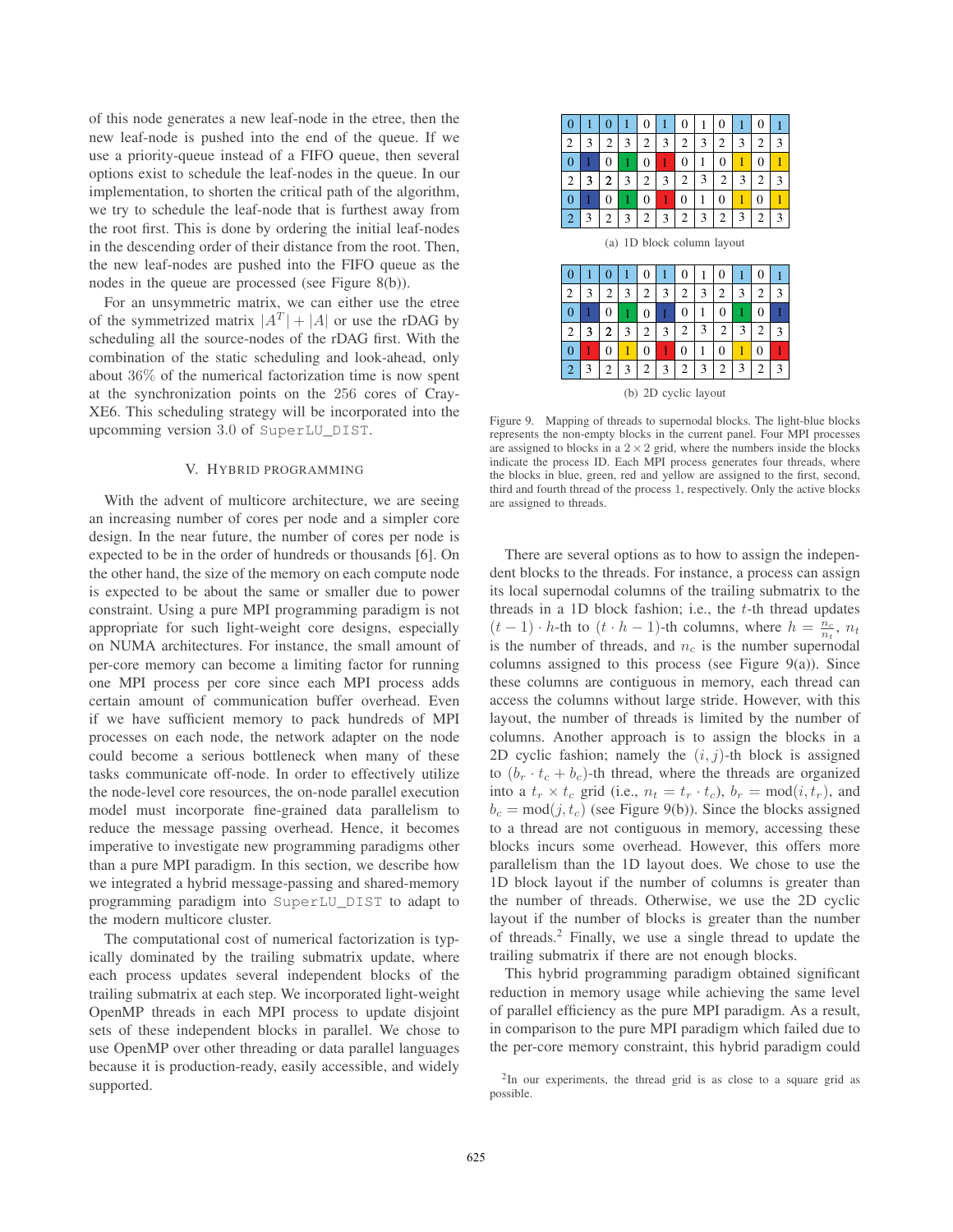of this node generates a new leaf-node in the etree, then the new leaf-node is pushed into the end of the queue. If we use a priority-queue instead of a FIFO queue, then several options exist to schedule the leaf-nodes in the queue. In our implementation, to shorten the critical path of the algorithm, we try to schedule the leaf-node that is furthest away from the root first. This is done by ordering the initial leaf-nodes in the descending order of their distance from the root. Then, the new leaf-nodes are pushed into the FIFO queue as the nodes in the queue are processed (see Figure 8(b)).

For an unsymmetric matrix, we can either use the etree of the symmetrized matrix $|A^T| + |A|$ or use the rDAG by scheduling all the source-nodes of the rDAG first. With the combination of the static scheduling and look-ahead, only about 36% of the numerical factorization time is now spent at the synchronization points on the 256 cores of Cray-XE6. This scheduling strategy will be incorporated into the upcomming version 3.0 of SuperLU_DIST.

## V. Hybrid programming

With the advent of multicore architecture, we are seeing an increasing number of cores per node and a simpler core design. In the near future, the number of cores per node is expected to be in the order of hundreds or thousands [6]. On the other hand, the size of the memory on each compute node is expected to be about the same or smaller due to power constraint. Using a pure MPI programming paradigm is not appropriate for such light-weight core designs, especially on NUMA architectures. For instance, the small amount of per-core memory can become a limiting factor for running one MPI process per core since each MPI process adds certain amount of communication buffer overhead. Even if we have sufficient memory to pack hundreds of MPI processes on each node, the network adapter on the node could become a serious bottleneck when many of these tasks communicate off-node. In order to effectively utilize the node-level core resources, the on-node parallel execution model must incorporate fine-grained data parallelism to reduce the message passing overhead. Hence, it becomes imperative to investigate new programming paradigms other than a pure MPI paradigm. In this section, we describe how we integrated a hybrid message-passing and shared-memory programming paradigm into SuperLU_DIST to adapt to the modern multicore cluster.

The computational cost of numerical factorization is typically dominated by the trailing submatrix update, where each process updates several independent blocks of the trailing submatrix at each step. We incorporated light-weight OpenMP threads in each MPI process to update disjoint sets of these independent blocks in parallel. We chose to use OpenMP over other threading or data parallel languages because it is production-ready, easily accessible, and widely supported.

| 0 | 1 | 0 | 1 | 0 | 1 | 0 | 1 | 0 | 1 | 0 | 1 |
|---|---|---|---|---|---|---|---|---|---|---|---|
| 2 | 3 | 2 | 3 | 2 | 3 | 2 | 3 | 2 | 3 | 2 | 3 |
| 0 | 1 | 0 | 1 | 0 | 1 | 0 | 1 | 0 | 1 | 0 | 1 |
| 2 | 3 | 2 | 3 | 2 | 3 | 2 | 3 | 2 | 3 | 2 | 3 |
| 0 | 1 | 0 | 1 | 0 | 1 | 0 | 1 | 0 | 1 | 0 | 1 |
| 2 | 3 | 2 | 3 | 2 | 3 | 2 | 3 | 2 | 3 | 2 | 3 |

(a) 1D block column layout

| 0 | 1 | 0 | 1 | 0 | 1 | 0 | 1 | 0 | 1 | 0 | 1 |
|---|---|---|---|---|---|---|---|---|---|---|---|
| 2 | 3 | 2 | 3 | 2 | 3 | 2 | 3 | 2 | 3 | 2 | 3 |
| 0 | 1 | 0 | 1 | 0 | 1 | 0 | 1 | 0 | 1 | 0 | 1 |
| 2 | 3 | 2 | 3 | 2 | 3 | 2 | 3 | 2 | 3 | 2 | 3 |
| 0 | 1 | 0 | 1 | 0 | 1 | 0 | 1 | 0 | 1 | 0 | 1 |
| 2 | 3 | 2 | 3 | 2 | 3 | 2 | 3 | 2 | 3 | 2 | 3 |

(b) 2D cyclic layout

Figure 9. Mapping of threads to supernodal blocks. The light-blue blocks represents the non-empty blocks in the current panel. Four MPI processes are assigned to blocks in a $2 \times 2$ grid, where the numbers inside the blocks indicate the process ID. Each MPI process generates four threads, where the blocks in blue, green, red and yellow are assigned to the first, second, third and fourth thread of the process 1, respectively. Only the active blocks are assigned to threads.

There are several options as to how to assign the independent blocks to the threads. For instance, a process can assign its local supernodal columns of the trailing submatrix to the threads in a 1D block fashion; i.e., the $t$-th thread updates $(t-1) \cdot h$-th to $(t \cdot h - 1)$-th columns, where $h = \frac{n_c}{n_t}$, $n_t$ is the number of threads, and $n_c$ is the number supernodal columns assigned to this process (see Figure 9(a)). Since these columns are contiguous in memory, each thread can access the columns without large stride. However, with this layout, the number of threads is limited by the number of columns. Another approach is to assign the blocks in a 2D cyclic fashion; namely the $(i, j)$-th block is assigned to $(b_r \cdot t_c + b_c)$-th thread, where the threads are organized into a $t_r \times t_c$ grid (i.e., $n_t = t_r \cdot t_c$), $b_r = \text{mod}(i, t_r)$, and $b_c = \text{mod}(j, t_c)$ (see Figure 9(b)). Since the blocks assigned to a thread are not contiguous in memory, accessing these blocks incurs some overhead. However, this offers more parallelism than the 1D layout does. We chose to use the 1D block layout if the number of columns is greater than the number of threads. Otherwise, we use the 2D cyclic layout if the number of blocks is greater than the number of threads.[2] Finally, we use a single thread to update the trailing submatrix if there are not enough blocks.

This hybrid programming paradigm obtained significant reduction in memory usage while achieving the same level of parallel efficiency as the pure MPI paradigm. As a result, in comparison to the pure MPI paradigm which failed due to the per-core memory constraint, this hybrid paradigm could

[2] In our experiments, the thread grid is as close to a square grid as possible.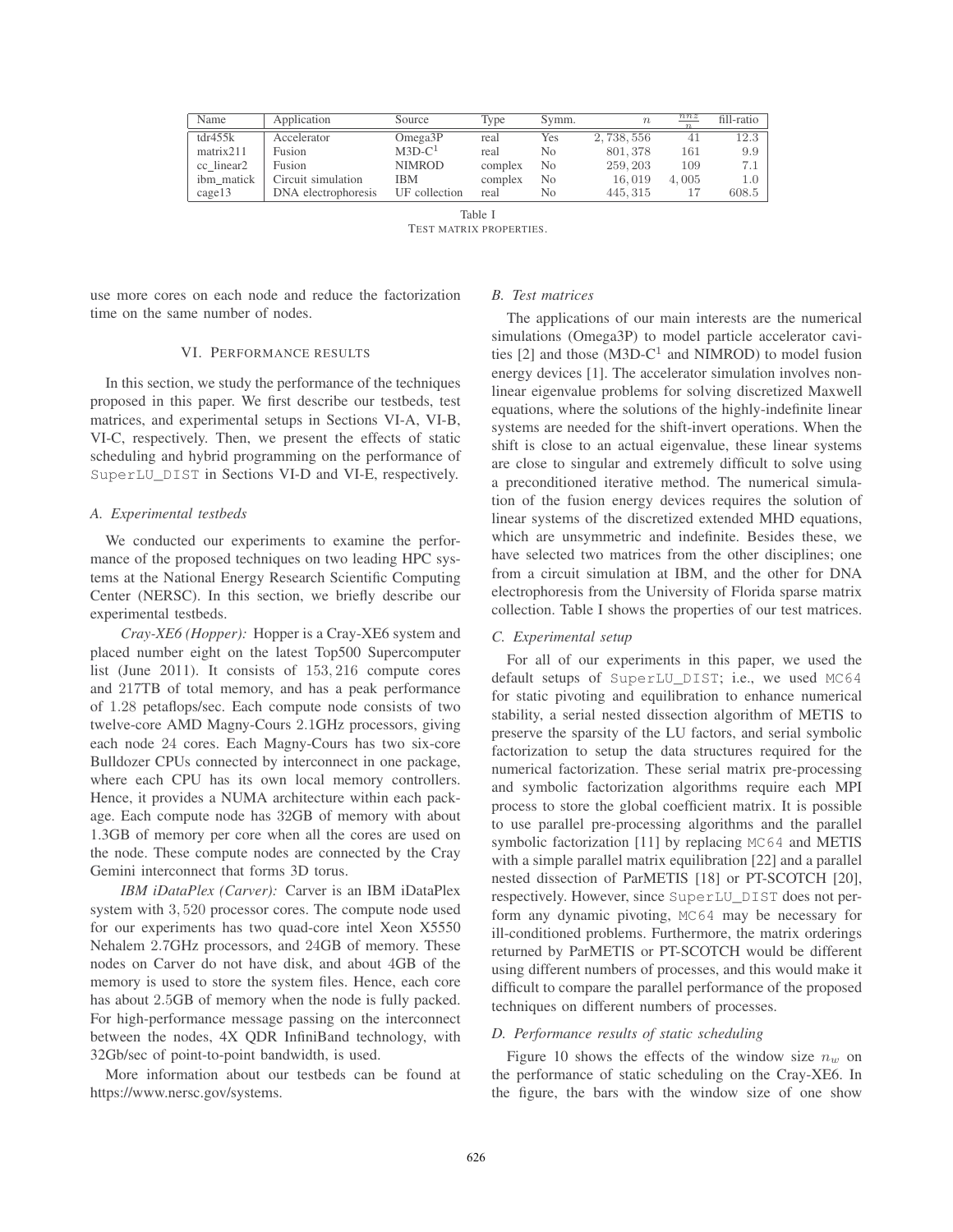| Name | Application | Source | Type | Symm. | $n$ | $\frac{nnz}{n}$ | fill-ratio |
|---|---|---|---|---|---|---|---|
| tdr455k | Accelerator | Omega3P | real | Yes | $2,738,556$ | $41$ | $12.3$ |
| matrix211 | Fusion | M3D-C[1] | real | No | $801,378$ | $161$ | $9.9$ |
| cc_linear2 | Fusion | NIMROD | complex | No | $259,203$ | $109$ | $7.1$ |
| ibm_matick | Circuit simulation | IBM | complex | No | $16,019$ | $4,005$ | $1.0$ |
| cage13 | DNA electrophoresis | UF collection | real | No | $445,315$ | $17$ | $608.5$ |

Table I
TEST MATRIX PROPERTIES.

use more cores on each node and reduce the factorization time on the same number of nodes.

## VI. PERFORMANCE RESULTS

In this section, we study the performance of the techniques proposed in this paper. We first describe our testbeds, test matrices, and experimental setups in Sections VI-A, VI-B, VI-C, respectively. Then, we present the effects of static scheduling and hybrid programming on the performance of SuperLU_DIST in Sections VI-D and VI-E, respectively.

### A. Experimental testbeds

We conducted our experiments to examine the performance of the proposed techniques on two leading HPC systems at the National Energy Research Scientific Computing Center (NERSC). In this section, we briefly describe our experimental testbeds.

*Cray-XE6 (Hopper):* Hopper is a Cray-XE6 system and placed number eight on the latest Top500 Supercomputer list (June 2011). It consists of $153,216$ compute cores and 217TB of total memory, and has a peak performance of $1.28$ petaflops/sec. Each compute node consists of two twelve-core AMD Magny-Cours 2.1GHz processors, giving each node $24$ cores. Each Magny-Cours has two six-core Bulldozer CPUs connected by interconnect in one package, where each CPU has its own local memory controllers. Hence, it provides a NUMA architecture within each package. Each compute node has 32GB of memory with about 1.3GB of memory per core when all the cores are used on the node. These compute nodes are connected by the Cray Gemini interconnect that forms 3D torus.

*IBM iDataPlex (Carver):* Carver is an IBM iDataPlex system with $3,520$ processor cores. The compute node used for our experiments has two quad-core intel Xeon X5550 Nehalem $2.7$GHz processors, and $24$GB of memory. These nodes on Carver do not have disk, and about $4$GB of the memory is used to store the system files. Hence, each core has about $2.5$GB of memory when the node is fully packed. For high-performance message passing on the interconnect between the nodes, 4X QDR InfiniBand technology, with 32Gb/sec of point-to-point bandwidth, is used.

More information about our testbeds can be found at https://www.nersc.gov/systems.

### B. Test matrices

The applications of our main interests are the numerical simulations (Omega3P) to model particle accelerator cavities [2] and those (M3D-C[1] and NIMROD) to model fusion energy devices [1]. The accelerator simulation involves nonlinear eigenvalue problems for solving discretized Maxwell equations, where the solutions of the highly-indefinite linear systems are needed for the shift-invert operations. When the shift is close to an actual eigenvalue, these linear systems are close to singular and extremely difficult to solve using a preconditioned iterative method. The numerical simulation of the fusion energy devices requires the solution of linear systems of the discretized extended MHD equations, which are unsymmetric and indefinite. Besides these, we have selected two matrices from the other disciplines; one from a circuit simulation at IBM, and the other for DNA electrophoresis from the University of Florida sparse matrix collection. Table I shows the properties of our test matrices.

### C. Experimental setup

For all of our experiments in this paper, we used the default setups of SuperLU_DIST; i.e., we used MC64 for static pivoting and equilibration to enhance numerical stability, a serial nested dissection algorithm of METIS to preserve the sparsity of the LU factors, and serial symbolic factorization to setup the data structures required for the numerical factorization. These serial matrix pre-processing and symbolic factorization algorithms require each MPI process to store the global coefficient matrix. It is possible to use parallel pre-processing algorithms and the parallel symbolic factorization [11] by replacing MC64 and METIS with a simple parallel matrix equilibration [22] and a parallel nested dissection of ParMETIS [18] or PT-SCOTCH [20], respectively. However, since SuperLU_DIST does not perform any dynamic pivoting, MC64 may be necessary for ill-conditioned problems. Furthermore, the matrix orderings returned by ParMETIS or PT-SCOTCH would be different using different numbers of processes, and this would make it difficult to compare the parallel performance of the proposed techniques on different numbers of processes.

### D. Performance results of static scheduling

Figure 10 shows the effects of the window size $n_w$ on the performance of static scheduling on the Cray-XE6. In the figure, the bars with the window size of one show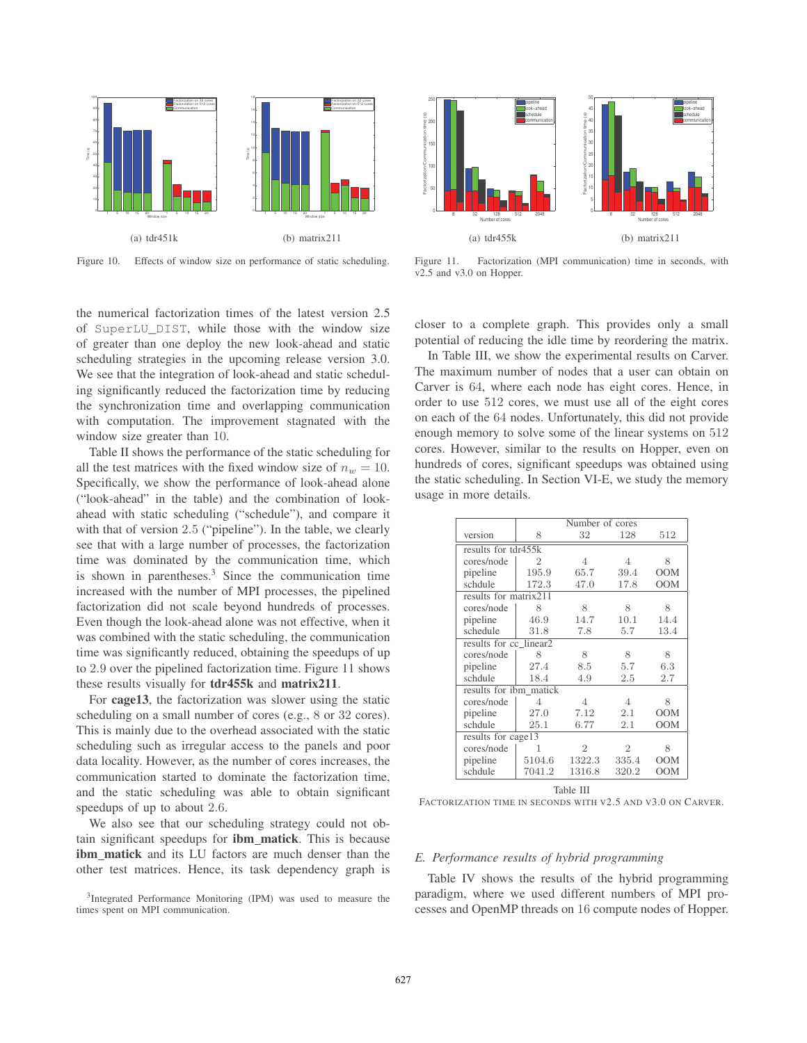(a) tdr451k

(b) matrix211

Figure 10. Effects of window size on performance of static scheduling.

(a) tdr455k

(b) matrix211

Figure 11. Factorization (MPI communication) time in seconds, with v2.5 and v3.0 on Hopper.

the numerical factorization times of the latest version 2.5 of SuperLU_DIST, while those with the window size of greater than one deploy the new look-ahead and static scheduling strategies in the upcoming release version 3.0. We see that the integration of look-ahead and static scheduling significantly reduced the factorization time by reducing the synchronization time and overlapping communication with computation. The improvement stagnated with the window size greater than 10.

Table II shows the performance of the static scheduling for all the test matrices with the fixed window size of $n_w = 10$. Specifically, we show the performance of look-ahead alone ("look-ahead" in the table) and the combination of look-ahead with static scheduling ("schedule"), and compare it with that of version 2.5 ("pipeline"). In the table, we clearly see that with a large number of processes, the factorization time was dominated by the communication time, which is shown in parentheses.[3] Since the communication time increased with the number of MPI processes, the pipelined factorization did not scale beyond hundreds of processes. Even though the look-ahead alone was not effective, when it was combined with the static scheduling, the communication time was significantly reduced, obtaining the speedups of up to 2.9 over the pipelined factorization time. Figure 11 shows these results visually for **tdr455k** and **matrix211**.

For **cage13**, the factorization was slower using the static scheduling on a small number of cores (e.g., 8 or 32 cores). This is mainly due to the overhead associated with the static scheduling such as irregular access to the panels and poor data locality. However, as the number of cores increases, the communication started to dominate the factorization time, and the static scheduling was able to obtain significant speedups of up to about 2.6.

We also see that our scheduling strategy could not obtain significant speedups for **ibm_matick**. This is because **ibm_matick** and its LU factors are much denser than the other test matrices. Hence, its task dependency graph is closer to a complete graph. This provides only a small potential of reducing the idle time by reordering the matrix.

[3] Integrated Performance Monitoring (IPM) was used to measure the times spent on MPI communication.

In Table III, we show the experimental results on Carver. The maximum number of nodes that a user can obtain on Carver is 64, where each node has eight cores. Hence, in order to use 512 cores, we must use all of the eight cores on each of the 64 nodes. Unfortunately, this did not provide enough memory to solve some of the linear systems on 512 cores. However, similar to the results on Hopper, even on hundreds of cores, significant speedups was obtained using the static scheduling. In Section VI-E, we study the memory usage in more details.

| | Number of cores | | | |
|---|---|---|---|---|
| version | 8 | 32 | 128 | 512 |
| results for tdr455k | | | | |
| cores/node | 2 | 4 | 4 | 8 |
| pipeline | 195.9 | 65.7 | 39.4 | OOM |
| schdule | 172.3 | 47.0 | 17.8 | OOM |
| results for matrix211 | | | | |
| cores/node | 8 | 8 | 8 | 8 |
| pipeline | 46.9 | 14.7 | 10.1 | 14.4 |
| schedule | 31.8 | 7.8 | 5.7 | 13.4 |
| results for cc_linear2 | | | | |
| cores/node | 8 | 8 | 8 | 8 |
| pipeline | 27.4 | 8.5 | 5.7 | 6.3 |
| schdule | 18.4 | 4.9 | 2.5 | 2.7 |
| results for ibm_matick | | | | |
| cores/node | 4 | 4 | 4 | 8 |
| pipeline | 27.0 | 7.12 | 2.1 | OOM |
| schdule | 25.1 | 6.77 | 2.1 | OOM |
| results for cage13 | | | | |
| cores/node | 1 | 2 | 2 | 8 |
| pipeline | 5104.6 | 1322.3 | 335.4 | OOM |
| schdule | 7041.2 | 1316.8 | 320.2 | OOM |

Table III
FACTORIZATION TIME IN SECONDS WITH V2.5 AND V3.0 ON CARVER.

### E. Performance results of hybrid programming

Table IV shows the results of the hybrid programming paradigm, where we used different numbers of MPI processes and OpenMP threads on 16 compute nodes of Hopper.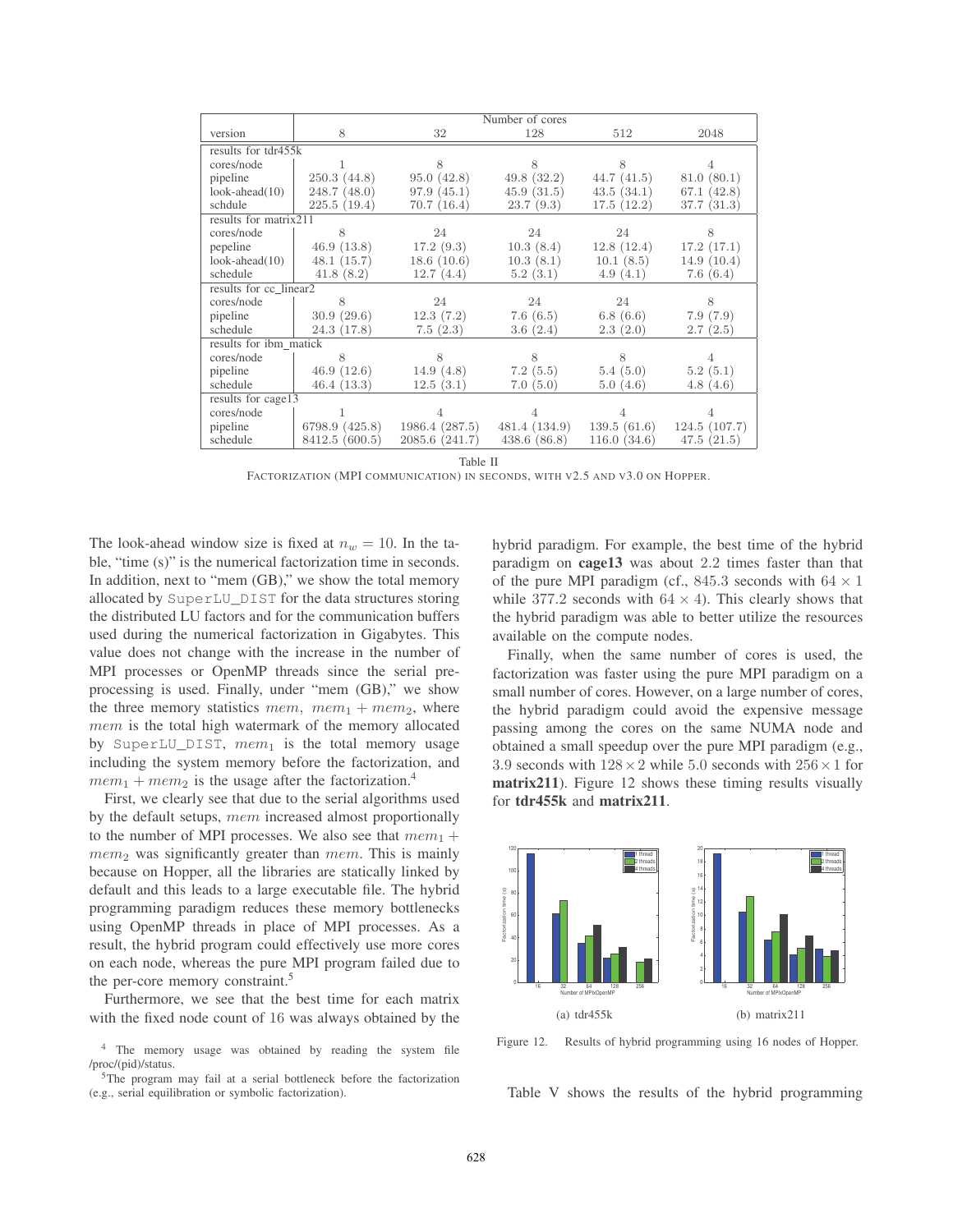| version | Number of cores 8 | 32 | 128 | 512 | 2048 |
|---|---|---|---|---|---|
| results for tdr455k | | | | | |
| cores/node | 1 | 8 | 8 | 8 | 4 |
| pipeline | 250.3 (44.8) | 95.0 (42.8) | 49.8 (32.2) | 44.7 (41.5) | 81.0 (80.1) |
| look-ahead(10) | 248.7 (48.0) | 97.9 (45.1) | 45.9 (31.5) | 43.5 (34.1) | 67.1 (42.8) |
| schdule | 225.5 (19.4) | 70.7 (16.4) | 23.7 (9.3) | 17.5 (12.2) | 37.7 (31.3) |
| results for matrix211 | | | | | |
| cores/node | 8 | 24 | 24 | 24 | 8 |
| pepeline | 46.9 (13.8) | 17.2 (9.3) | 10.3 (8.4) | 12.8 (12.4) | 17.2 (17.1) |
| look-ahead(10) | 48.1 (15.7) | 18.6 (10.6) | 10.3 (8.1) | 10.1 (8.5) | 14.9 (10.4) |
| schedule | 41.8 (8.2) | 12.7 (4.4) | 5.2 (3.1) | 4.9 (4.1) | 7.6 (6.4) |
| results for cc_linear2 | | | | | |
| cores/node | 8 | 24 | 24 | 24 | 8 |
| pipeline | 30.9 (29.6) | 12.3 (7.2) | 7.6 (6.5) | 6.8 (6.6) | 7.9 (7.9) |
| schedule | 24.3 (17.8) | 7.5 (2.3) | 3.6 (2.4) | 2.3 (2.0) | 2.7 (2.5) |
| results for ibm_matick | | | | | |
| cores/node | 8 | 8 | 8 | 8 | 4 |
| pipeline | 46.9 (12.6) | 14.9 (4.8) | 7.2 (5.5) | 5.4 (5.0) | 5.2 (5.1) |
| schedule | 46.4 (13.3) | 12.5 (3.1) | 7.0 (5.0) | 5.0 (4.6) | 4.8 (4.6) |
| results for cage13 | | | | | |
| cores/node | 1 | 4 | 4 | 4 | 4 |
| pipeline | 6798.9 (425.8) | 1986.4 (287.5) | 481.4 (134.9) | 139.5 (61.6) | 124.5 (107.7) |
| schedule | 8412.5 (600.5) | 2085.6 (241.7) | 438.6 (86.8) | 116.0 (34.6) | 47.5 (21.5) |

Table II

FACTORIZATION (MPI COMMUNICATION) IN SECONDS, WITH V2.5 AND V3.0 ON HOPPER.

The look-ahead window size is fixed at $n_w = 10$. In the table, "time (s)" is the numerical factorization time in seconds. In addition, next to "mem (GB)," we show the total memory allocated by SuperLU_DIST for the data structures storing the distributed LU factors and for the communication buffers used during the numerical factorization in Gigabytes. This value does not change with the increase in the number of MPI processes or OpenMP threads since the serial preprocessing is used. Finally, under "mem (GB)," we show the three memory statistics $mem$, $mem_1 + mem_2$, where $mem$ is the total high watermark of the memory allocated by SuperLU_DIST, $mem_1$ is the total memory usage including the system memory before the factorization, and $mem_1 + mem_2$ is the usage after the factorization.[4]

First, we clearly see that due to the serial algorithms used by the default setups, $mem$ increased almost proportionally to the number of MPI processes. We also see that $mem_1 + mem_2$ was significantly greater than $mem$. This is mainly because on Hopper, all the libraries are statically linked by default and this leads to a large executable file. The hybrid programming paradigm reduces these memory bottlenecks using OpenMP threads in place of MPI processes. As a result, the hybrid program could effectively use more cores on each node, whereas the pure MPI program failed due to the per-core memory constraint.[5]

Furthermore, we see that the best time for each matrix with the fixed node count of 16 was always obtained by the hybrid paradigm. For example, the best time of the hybrid paradigm on **cage13** was about 2.2 times faster than that of the pure MPI paradigm (cf., 845.3 seconds with $64 \times 1$ while 377.2 seconds with $64 \times 4$). This clearly shows that the hybrid paradigm was able to better utilize the resources available on the compute nodes.

Finally, when the same number of cores is used, the factorization was faster using the pure MPI paradigm on a small number of cores. However, on a large number of cores, the hybrid paradigm could avoid the expensive message passing among the cores on the same NUMA node and obtained a small speedup over the pure MPI paradigm (e.g., 3.9 seconds with $128 \times 2$ while 5.0 seconds with $256 \times 1$ for **matrix211**). Figure 12 shows these timing results visually for **tdr455k** and **matrix211**.

(a) tdr455k

(b) matrix211

Figure 12. Results of hybrid programming using 16 nodes of Hopper.

Table V shows the results of the hybrid programming

[4] The memory usage was obtained by reading the system file /proc/(pid)/status.

[5] The program may fail at a serial bottleneck before the factorization (e.g., serial equilibration or symbolic factorization).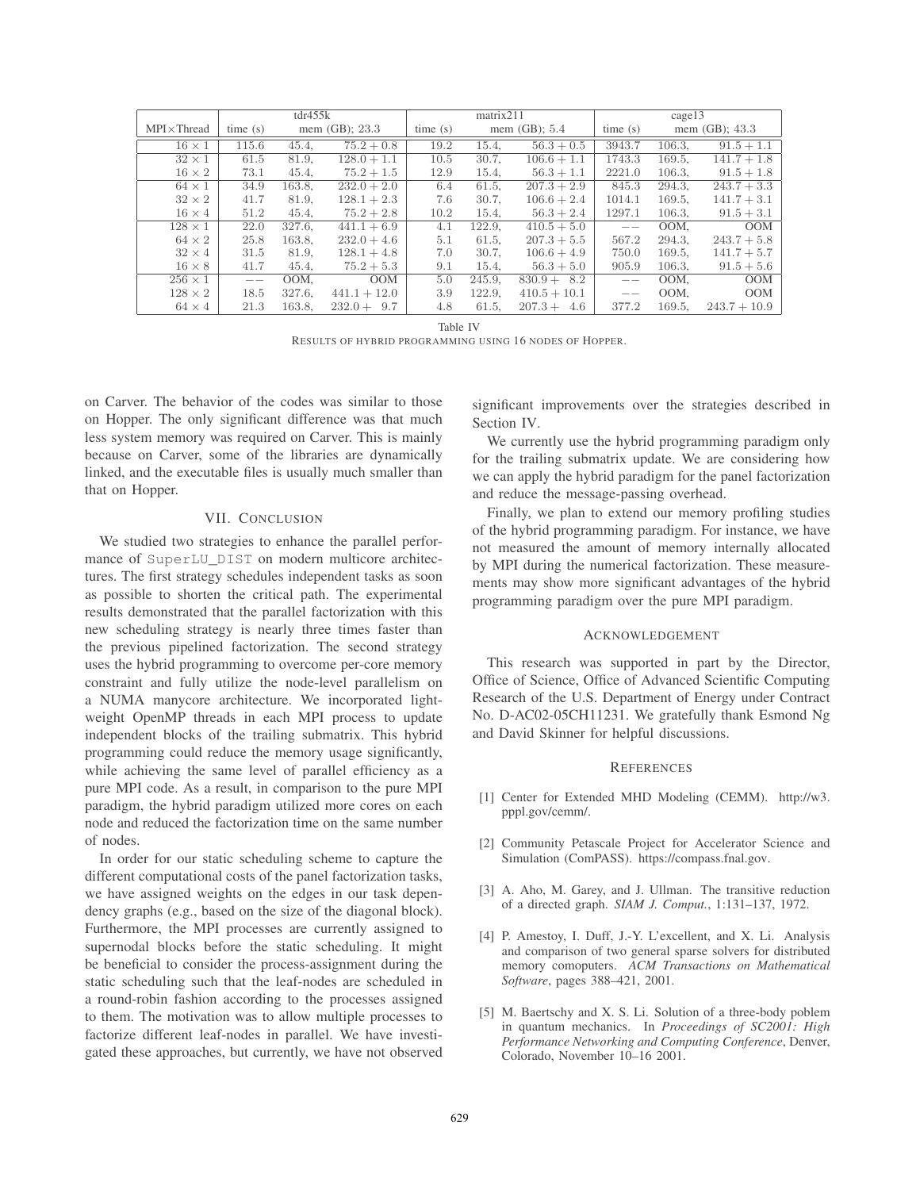| | tdr455k | | | matrix211 | | | cage13 | | |
|---|---|---|---|---|---|---|---|---|---|
| MPI×Thread | time (s) | mem (GB); 23.3 | | time (s) | mem (GB); 5.4 | | time (s) | mem (GB); 43.3 | |
| $16 \times 1$ | 115.6 | 45.4, | $75.2 + 0.8$ | 19.2 | 15.4, | $56.3 + 0.5$ | 3943.7 | 106.3, | $91.5 + 1.1$ |
| $32 \times 1$ | 61.5 | 81.9, | $128.0 + 1.1$ | 10.5 | 30.7, | $106.6 + 1.1$ | 1743.3 | 169.5, | $141.7 + 1.8$ |
| $16 \times 2$ | 73.1 | 45.4, | $75.2 + 1.5$ | 12.9 | 15.4, | $56.3 + 1.1$ | 2221.0 | 106.3, | $91.5 + 1.8$ |
| $64 \times 1$ | 34.9 | 163.8, | $232.0 + 2.0$ | 6.4 | 61.5, | $207.3 + 2.9$ | 845.3 | 294.3, | $243.7 + 3.3$ |
| $32 \times 2$ | 41.7 | 81.9, | $128.1 + 2.3$ | 7.6 | 30.7, | $106.6 + 2.4$ | 1014.1 | 169.5, | $141.7 + 3.1$ |
| $16 \times 4$ | 51.2 | 45.4, | $75.2 + 2.8$ | 10.2 | 15.4, | $56.3 + 2.4$ | 1297.1 | 106.3, | $91.5 + 3.1$ |
| $128 \times 1$ | 22.0 | 327.6, | $441.1 + 6.9$ | 4.1 | 122.9, | $410.5 + 5.0$ | $--$ | OOM, | OOM |
| $64 \times 2$ | 25.8 | 163.8, | $232.0 + 4.6$ | 5.1 | 61.5, | $207.3 + 5.5$ | 567.2 | 294.3, | $243.7 + 5.8$ |
| $32 \times 4$ | 31.5 | 81.9, | $128.1 + 4.8$ | 7.0 | 30.7, | $106.6 + 4.9$ | 750.0 | 169.5, | $141.7 + 5.7$ |
| $16 \times 8$ | 41.7 | 45.4, | $75.2 + 5.3$ | 9.1 | 15.4, | $56.3 + 5.0$ | 905.9 | 106.3, | $91.5 + 5.6$ |
| $256 \times 1$ | $--$ | OOM, | OOM | 5.0 | 245.9, | $830.9 + 8.2$ | $--$ | OOM, | OOM |
| $128 \times 2$ | 18.5 | 327.6, | $441.1 + 12.0$ | 3.9 | 122.9, | $410.5 + 10.1$ | $--$ | OOM, | OOM |
| $64 \times 4$ | 21.3 | 163.8, | $232.0 + 9.7$ | 4.8 | 61.5, | $207.3 + 4.6$ | 377.2 | 169.5, | $243.7 + 10.9$ |

Table IV

RESULTS OF HYBRID PROGRAMMING USING 16 NODES OF HOPPER.

on Carver. The behavior of the codes was similar to those on Hopper. The only significant difference was that much less system memory was required on Carver. This is mainly because on Carver, some of the libraries are dynamically linked, and the executable files is usually much smaller than that on Hopper.

## VII. CONCLUSION

We studied two strategies to enhance the parallel performance of SuperLU_DIST on modern multicore architectures. The first strategy schedules independent tasks as soon as possible to shorten the critical path. The experimental results demonstrated that the parallel factorization with this new scheduling strategy is nearly three times faster than the previous pipelined factorization. The second strategy uses the hybrid programming to overcome per-core memory constraint and fully utilize the node-level parallelism on a NUMA manycore architecture. We incorporated lightweight OpenMP threads in each MPI process to update independent blocks of the trailing submatrix. This hybrid programming could reduce the memory usage significantly, while achieving the same level of parallel efficiency as a pure MPI code. As a result, in comparison to the pure MPI paradigm, the hybrid paradigm utilized more cores on each node and reduced the factorization time on the same number of nodes.

In order for our static scheduling scheme to capture the different computational costs of the panel factorization tasks, we have assigned weights on the edges in our task dependency graphs (e.g., based on the size of the diagonal block). Furthermore, the MPI processes are currently assigned to supernodal blocks before the static scheduling. It might be beneficial to consider the process-assignment during the static scheduling such that the leaf-nodes are scheduled in a round-robin fashion according to the processes assigned to them. The motivation was to allow multiple processes to factorize different leaf-nodes in parallel. We have investigated these approaches, but currently, we have not observed significant improvements over the strategies described in Section IV.

We currently use the hybrid programming paradigm only for the trailing submatrix update. We are considering how we can apply the hybrid paradigm for the panel factorization and reduce the message-passing overhead.

Finally, we plan to extend our memory profiling studies of the hybrid programming paradigm. For instance, we have not measured the amount of memory internally allocated by MPI during the numerical factorization. These measurements may show more significant advantages of the hybrid programming paradigm over the pure MPI paradigm.

## ACKNOWLEDGEMENT

This research was supported in part by the Director, Office of Science, Office of Advanced Scientific Computing Research of the U.S. Department of Energy under Contract No. D-AC02-05CH11231. We gratefully thank Esmond Ng and David Skinner for helpful discussions.

## REFERENCES

[1] Center for Extended MHD Modeling (CEMM). http://w3.pppl.gov/cemm/.

[2] Community Petascale Project for Accelerator Science and Simulation (ComPASS). https://compass.fnal.gov.

[3] A. Aho, M. Garey, and J. Ullman. The transitive reduction of a directed graph. *SIAM J. Comput.*, 1:131–137, 1972.

[4] P. Amestoy, I. Duff, J.-Y. L'excellent, and X. Li. Analysis and comparison of two general sparse solvers for distributed memory comoputers. *ACM Transactions on Mathematical Software*, pages 388–421, 2001.

[5] M. Baertschy and X. S. Li. Solution of a three-body poblem in quantum mechanics. In *Proceedings of SC2001: High Performance Networking and Computing Conference*, Denver, Colorado, November 10–16 2001.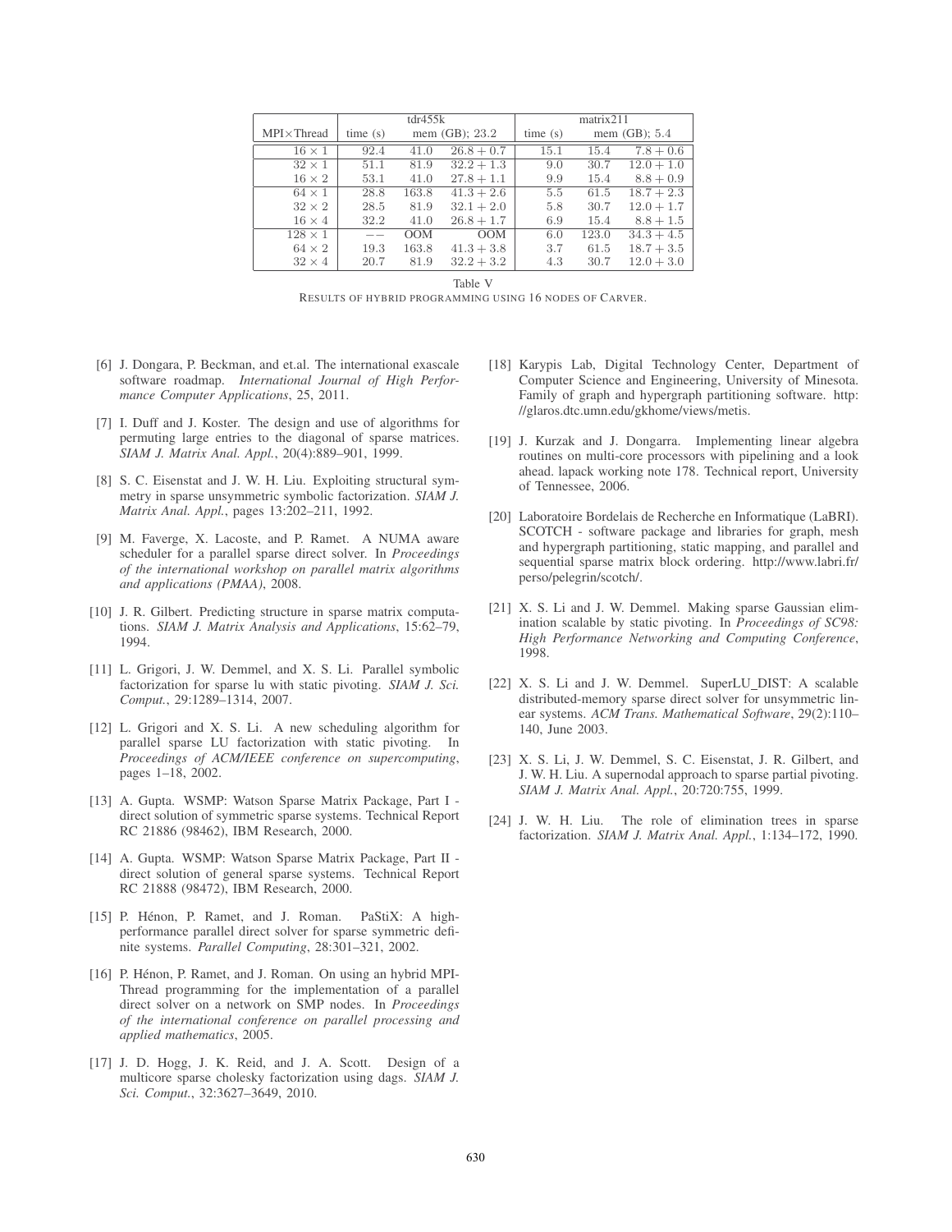| | tdr455k | | | matrix211 | | |
|---|---|---|---|---|---|---|
| MPI×Thread | time (s) | mem (GB); 23.2 | | time (s) | mem (GB); 5.4 | |
| $16 \times 1$ | 92.4 | 41.0 | $26.8 + 0.7$ | 15.1 | 15.4 | $7.8 + 0.6$ |
| $32 \times 1$ | 51.1 | 81.9 | $32.2 + 1.3$ | 9.0 | 30.7 | $12.0 + 1.0$ |
| $16 \times 2$ | 53.1 | 41.0 | $27.8 + 1.1$ | 9.9 | 15.4 | $8.8 + 0.9$ |
| $64 \times 1$ | 28.8 | 163.8 | $41.3 + 2.6$ | 5.5 | 61.5 | $18.7 + 2.3$ |
| $32 \times 2$ | 28.5 | 81.9 | $32.1 + 2.0$ | 5.8 | 30.7 | $12.0 + 1.7$ |
| $16 \times 4$ | 32.2 | 41.0 | $26.8 + 1.7$ | 6.9 | 15.4 | $8.8 + 1.5$ |
| $128 \times 1$ | −− | OOM | OOM | 6.0 | 123.0 | $34.3 + 4.5$ |
| $64 \times 2$ | 19.3 | 163.8 | $41.3 + 3.8$ | 3.7 | 61.5 | $18.7 + 3.5$ |
| $32 \times 4$ | 20.7 | 81.9 | $32.2 + 3.2$ | 4.3 | 30.7 | $12.0 + 3.0$ |

Table V
RESULTS OF HYBRID PROGRAMMING USING 16 NODES OF CARVER.

[6] J. Dongara, P. Beckman, and et.al. The international exascale software roadmap. *International Journal of High Performance Computer Applications*, 25, 2011.

[7] I. Duff and J. Koster. The design and use of algorithms for permuting large entries to the diagonal of sparse matrices. *SIAM J. Matrix Anal. Appl.*, 20(4):889–901, 1999.

[8] S. C. Eisenstat and J. W. H. Liu. Exploiting structural symmetry in sparse unsymmetric symbolic factorization. *SIAM J. Matrix Anal. Appl.*, pages 13:202–211, 1992.

[9] M. Faverge, X. Lacoste, and P. Ramet. A NUMA aware scheduler for a parallel sparse direct solver. In *Proceedings of the international workshop on parallel matrix algorithms and applications (PMAA)*, 2008.

[10] J. R. Gilbert. Predicting structure in sparse matrix computations. *SIAM J. Matrix Analysis and Applications*, 15:62–79, 1994.

[11] L. Grigori, J. W. Demmel, and X. S. Li. Parallel symbolic factorization for sparse lu with static pivoting. *SIAM J. Sci. Comput.*, 29:1289–1314, 2007.

[12] L. Grigori and X. S. Li. A new scheduling algorithm for parallel sparse LU factorization with static pivoting. In *Proceedings of ACM/IEEE conference on supercomputing*, pages 1–18, 2002.

[13] A. Gupta. WSMP: Watson Sparse Matrix Package, Part I - direct solution of symmetric sparse systems. Technical Report RC 21886 (98462), IBM Research, 2000.

[14] A. Gupta. WSMP: Watson Sparse Matrix Package, Part II - direct solution of general sparse systems. Technical Report RC 21888 (98472), IBM Research, 2000.

[15] P. Hénon, P. Ramet, and J. Roman. PaStiX: A high-performance parallel direct solver for sparse symmetric definite systems. *Parallel Computing*, 28:301–321, 2002.

[16] P. Hénon, P. Ramet, and J. Roman. On using an hybrid MPI-Thread programming for the implementation of a parallel direct solver on a network on SMP nodes. In *Proceedings of the international conference on parallel processing and applied mathematics*, 2005.

[17] J. D. Hogg, J. K. Reid, and J. A. Scott. Design of a multicore sparse cholesky factorization using dags. *SIAM J. Sci. Comput.*, 32:3627–3649, 2010.

[18] Karypis Lab, Digital Technology Center, Department of Computer Science and Engineering, University of Minesota. Family of graph and hypergraph partitioning software. http://glaros.dtc.umn.edu/gkhome/views/metis.

[19] J. Kurzak and J. Dongarra. Implementing linear algebra routines on multi-core processors with pipelining and a look ahead. lapack working note 178. Technical report, University of Tennessee, 2006.

[20] Laboratoire Bordelais de Recherche en Informatique (LaBRI). SCOTCH - software package and libraries for graph, mesh and hypergraph partitioning, static mapping, and parallel and sequential sparse matrix block ordering. http://www.labri.fr/perso/pelegrin/scotch/.

[21] X. S. Li and J. W. Demmel. Making sparse Gaussian elimination scalable by static pivoting. In *Proceedings of SC98: High Performance Networking and Computing Conference*, 1998.

[22] X. S. Li and J. W. Demmel. SuperLU_DIST: A scalable distributed-memory sparse direct solver for unsymmetric linear systems. *ACM Trans. Mathematical Software*, 29(2):110–140, June 2003.

[23] X. S. Li, J. W. Demmel, S. C. Eisenstat, J. R. Gilbert, and J. W. H. Liu. A supernodal approach to sparse partial pivoting. *SIAM J. Matrix Anal. Appl.*, 20:720:755, 1999.

[24] J. W. H. Liu. The role of elimination trees in sparse factorization. *SIAM J. Matrix Anal. Appl.*, 1:134–172, 1990.